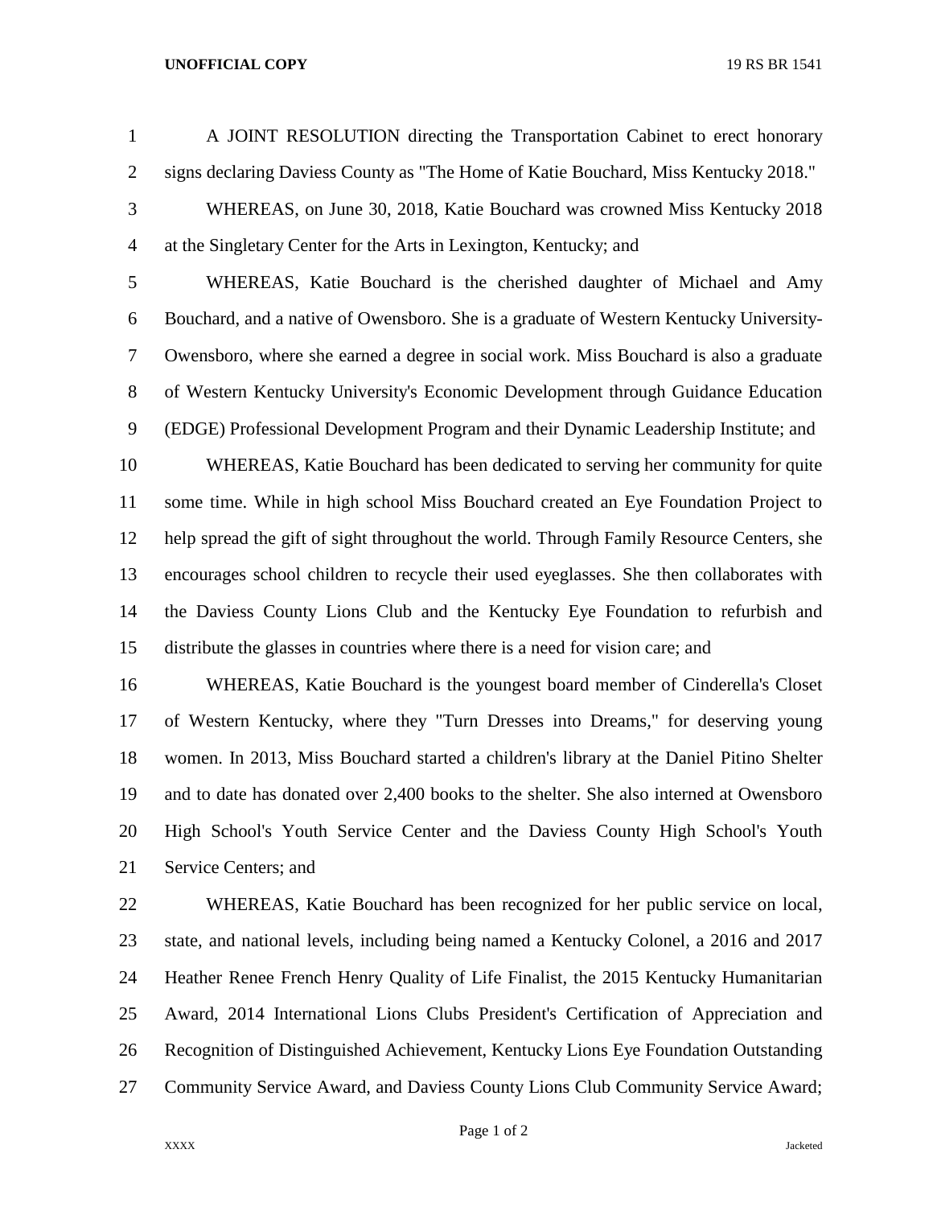A JOINT RESOLUTION directing the Transportation Cabinet to erect honorary signs declaring Daviess County as "The Home of Katie Bouchard, Miss Kentucky 2018."

WHEREAS, on June 30, 2018, Katie Bouchard was crowned Miss Kentucky 2018 at the Singletary Center for the Arts in Lexington, Kentucky; and

WHEREAS, Katie Bouchard is the cherished daughter of Michael and Amy Bouchard, and a native of Owensboro. She is a graduate of Western Kentucky University-Owensboro, where she earned a degree in social work. Miss Bouchard is also a graduate of Western Kentucky University's Economic Development through Guidance Education (EDGE) Professional Development Program and their Dynamic Leadership Institute; and

WHEREAS, Katie Bouchard has been dedicated to serving her community for quite some time. While in high school Miss Bouchard created an Eye Foundation Project to help spread the gift of sight throughout the world. Through Family Resource Centers, she encourages school children to recycle their used eyeglasses. She then collaborates with the Daviess County Lions Club and the Kentucky Eye Foundation to refurbish and distribute the glasses in countries where there is a need for vision care; and

WHEREAS, Katie Bouchard is the youngest board member of Cinderella's Closet of Western Kentucky, where they "Turn Dresses into Dreams," for deserving young women. In 2013, Miss Bouchard started a children's library at the Daniel Pitino Shelter and to date has donated over 2,400 books to the shelter. She also interned at Owensboro High School's Youth Service Center and the Daviess County High School's Youth Service Centers; and

WHEREAS, Katie Bouchard has been recognized for her public service on local, state, and national levels, including being named a Kentucky Colonel, a 2016 and 2017 Heather Renee French Henry Quality of Life Finalist, the 2015 Kentucky Humanitarian Award, 2014 International Lions Clubs President's Certification of Appreciation and Recognition of Distinguished Achievement, Kentucky Lions Eye Foundation Outstanding Community Service Award, and Daviess County Lions Club Community Service Award;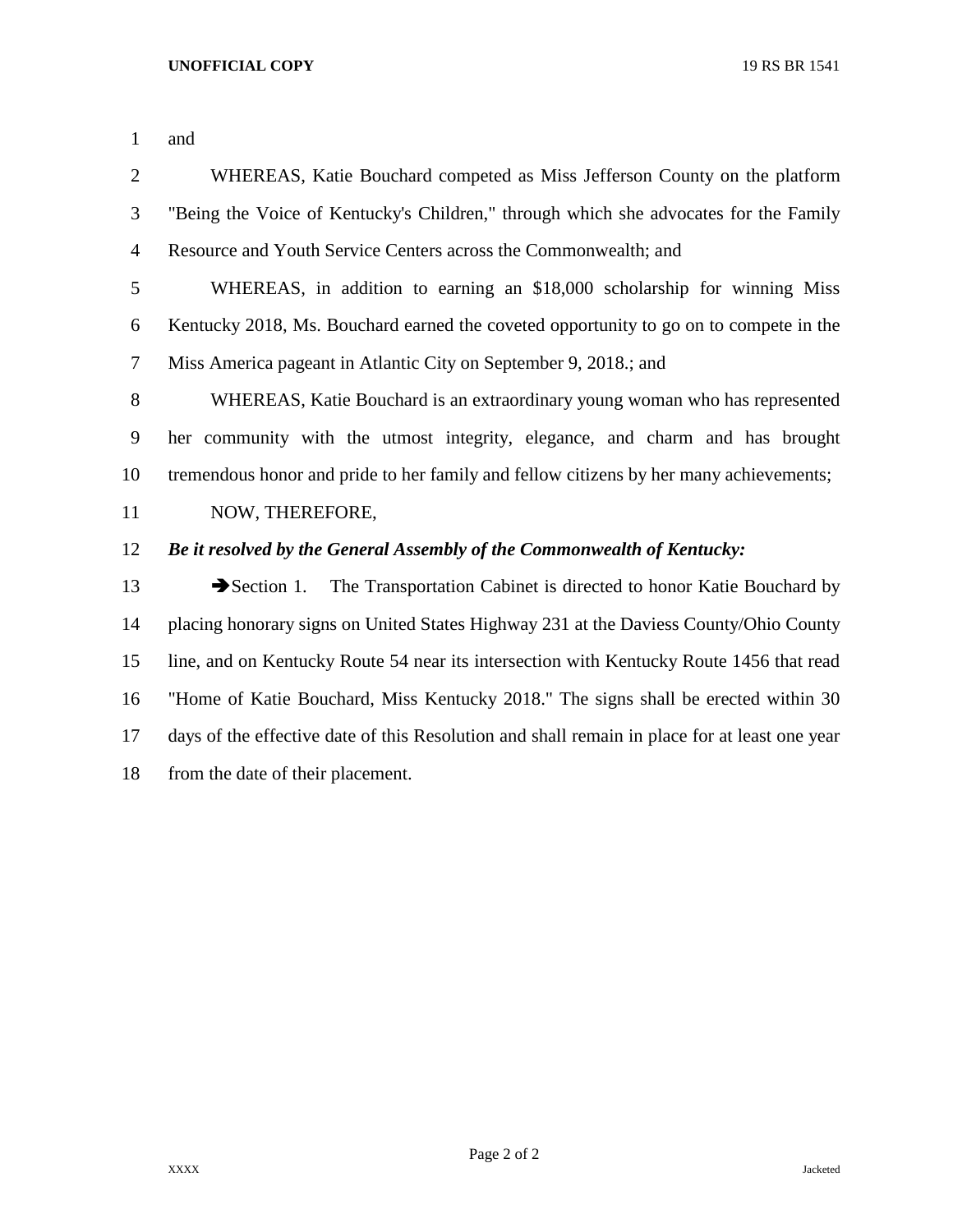and

WHEREAS, Katie Bouchard competed as Miss Jefferson County on the platform "Being the Voice of Kentucky's Children," through which she advocates for the Family Resource and Youth Service Centers across the Commonwealth; and

WHEREAS, in addition to earning an $18,000 scholarship for winning Miss Kentucky 2018, Ms. Bouchard earned the coveted opportunity to go on to compete in the Miss America pageant in Atlantic City on September 9, 2018.; and

WHEREAS, Katie Bouchard is an extraordinary young woman who has represented her community with the utmost integrity, elegance, and charm and has brought tremendous honor and pride to her family and fellow citizens by her many achievements;

NOW, THEREFORE,

***Be it resolved by the General Assembly of the Commonwealth of Kentucky:***

➔Section 1. The Transportation Cabinet is directed to honor Katie Bouchard by placing honorary signs on United States Highway 231 at the Daviess County/Ohio County line, and on Kentucky Route 54 near its intersection with Kentucky Route 1456 that read "Home of Katie Bouchard, Miss Kentucky 2018." The signs shall be erected within 30 days of the effective date of this Resolution and shall remain in place for at least one year from the date of their placement.